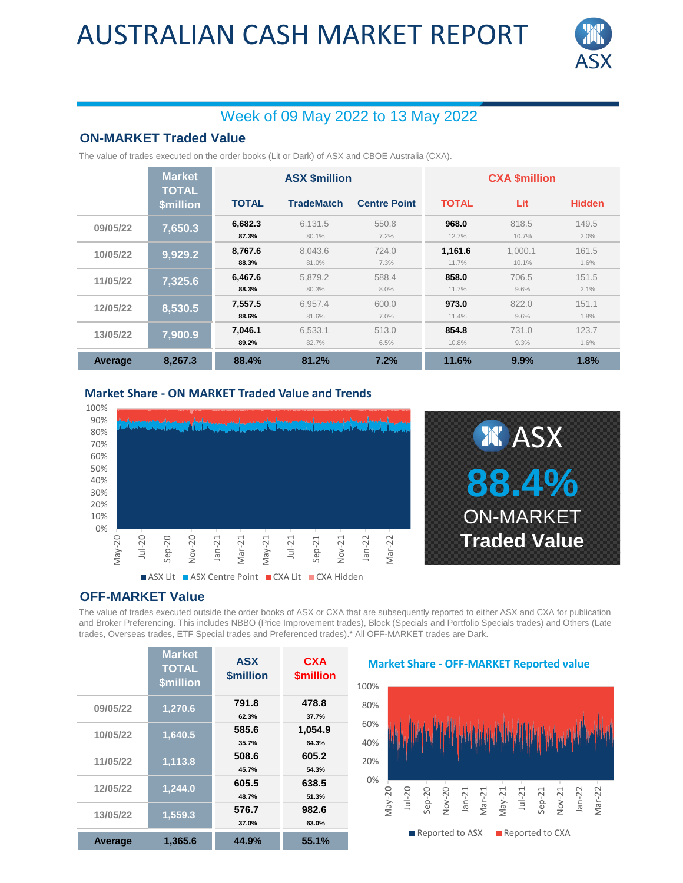# AUSTRALIAN CASH MARKET REPORT

## Week of 09 May 2022 to 13 May 2022

### ON-MARKET Traded Value

The value of trades executed on the order books (Lit or Dark) of ASX and CBOE Australia (CXA).

| | Market TOTAL $million | ASX $million | | | CXA $million | | |
|---|---|---|---|---|---|---|---|
| | | TOTAL | TradeMatch | Centre Point | TOTAL | Lit | Hidden |
| 09/05/22 | 7,650.3 | 6,682.3<br>87.3% | 6,131.5<br>80.1% | 550.8<br>7.2% | 968.0<br>12.7% | 818.5<br>10.7% | 149.5<br>2.0% |
| 10/05/22 | 9,929.2 | 8,767.6<br>88.3% | 8,043.6<br>81.0% | 724.0<br>7.3% | 1,161.6<br>11.7% | 1,000.1<br>10.1% | 161.5<br>1.6% |
| 11/05/22 | 7,325.6 | 6,467.6<br>88.3% | 5,879.2<br>80.3% | 588.4<br>8.0% | 858.0<br>11.7% | 706.5<br>9.6% | 151.5<br>2.1% |
| 12/05/22 | 8,530.5 | 7,557.5<br>88.6% | 6,957.4<br>81.6% | 600.0<br>7.0% | 973.0<br>11.4% | 822.0<br>9.6% | 151.1<br>1.8% |
| 13/05/22 | 7,900.9 | 7,046.1<br>89.2% | 6,533.1<br>82.7% | 513.0<br>6.5% | 854.8<br>10.8% | 731.0<br>9.3% | 123.7<br>1.6% |
| **Average** | **8,267.3** | **88.4%** | **81.2%** | **7.2%** | **11.6%** | **9.9%** | **1.8%** |

### Market Share - ON MARKET Traded Value and Trends

ASX Lit ASX Centre Point CXA Lit CXA Hidden

ASX **88.4%** ON-MARKET **Traded Value**

### OFF-MARKET Value

The value of trades executed outside the order books of ASX or CXA that are subsequently reported to either ASX and CXA for publication and Broker Preferencing. This includes NBBO (Price Improvement trades), Block (Specials and Portfolio Specials trades) and Others (Late trades, Overseas trades, ETF Special trades and Preferenced trades).* All OFF-MARKET trades are Dark.

| | Market TOTAL $million | ASX $million | CXA $million |
|---|---|---|---|
| 09/05/22 | 1,270.6 | 791.8<br>62.3% | 478.8<br>37.7% |
| 10/05/22 | 1,640.5 | 585.6<br>35.7% | 1,054.9<br>64.3% |
| 11/05/22 | 1,113.8 | 508.6<br>45.7% | 605.2<br>54.3% |
| 12/05/22 | 1,244.0 | 605.5<br>48.7% | 638.5<br>51.3% |
| 13/05/22 | 1,559.3 | 576.7<br>37.0% | 982.6<br>63.0% |
| **Average** | **1,365.6** | **44.9%** | **55.1%** |

### Market Share - OFF-MARKET Reported value

Reported to ASX Reported to CXA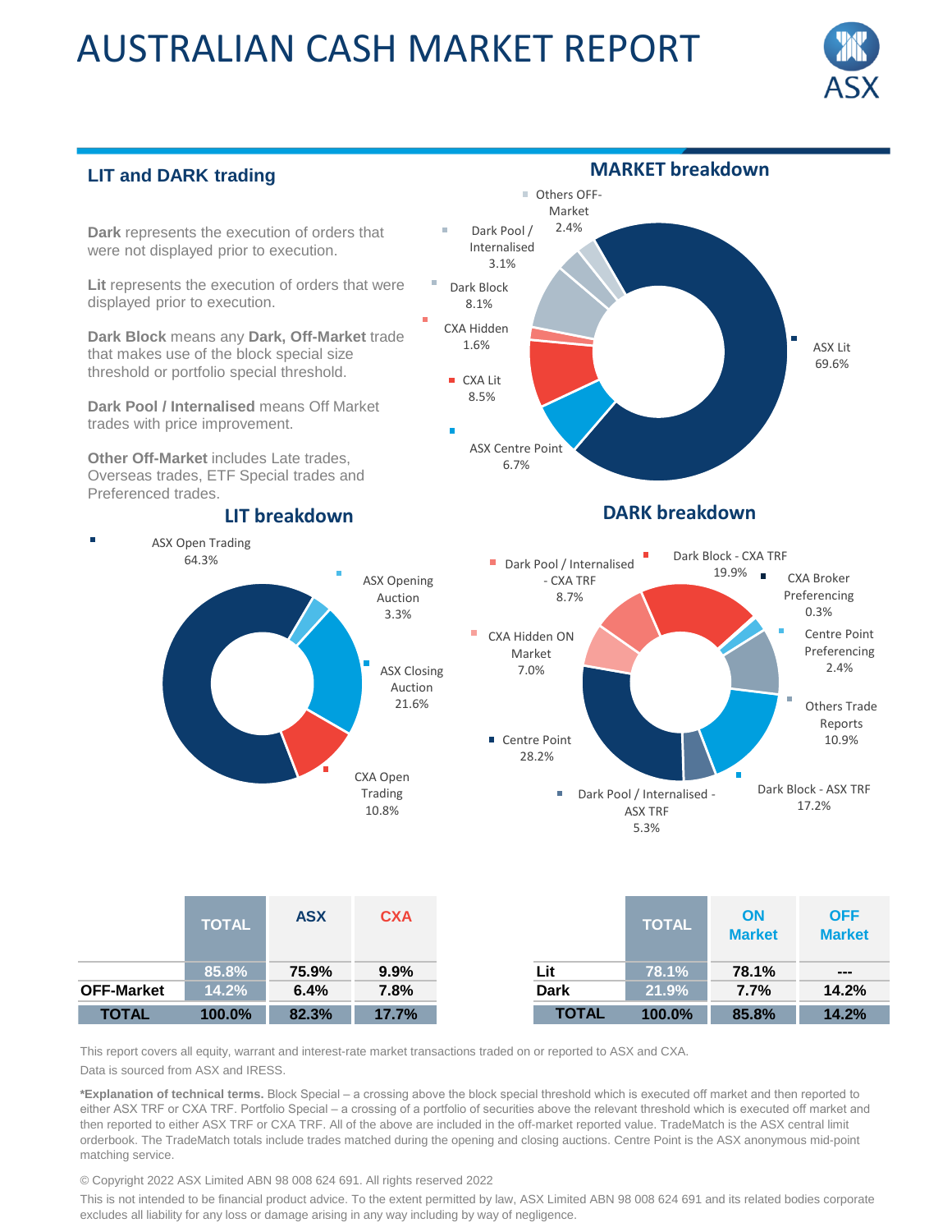# AUSTRALIAN CASH MARKET REPORT

## LIT and DARK trading

**Dark** represents the execution of orders that were not displayed prior to execution.

**Lit** represents the execution of orders that were displayed prior to execution.

**Dark Block** means any **Dark, Off-Market** trade that makes use of the block special size threshold or portfolio special threshold.

**Dark Pool / Internalised** means Off Market trades with price improvement.

**Other Off-Market** includes Late trades, Overseas trades, ETF Special trades and Preferenced trades.

## MARKET breakdown

Others OFF-Market 2.4%
Dark Pool / Internalised 3.1%
Dark Block 8.1%
CXA Hidden 1.6%
CXA Lit 8.5%
ASX Centre Point 6.7%
ASX Lit 69.6%

## LIT breakdown

ASX Open Trading 64.3%
ASX Opening Auction 3.3%
ASX Closing Auction 21.6%
CXA Open Trading 10.8%

## DARK breakdown

Dark Pool / Internalised - CXA TRF 8.7%
Dark Block - CXA TRF 19.9%
CXA Broker Preferencing 0.3%
Centre Point Preferencing 2.4%
Others Trade Reports 10.9%
Dark Block - ASX TRF 17.2%
Dark Pool / Internalised - ASX TRF 5.3%
Centre Point 28.2%
CXA Hidden ON Market 7.0%

| | TOTAL | ASX | CXA |
|---|---|---|---|
| | 85.8% | 75.9% | 9.9% |
| OFF-Market | 14.2% | 6.4% | 7.8% |
| TOTAL | 100.0% | 82.3% | 17.7% |

| | TOTAL | ON Market | OFF Market |
|---|---|---|---|
| Lit | 78.1% | 78.1% | --- |
| Dark | 21.9% | 7.7% | 14.2% |
| TOTAL | 100.0% | 85.8% | 14.2% |

This report covers all equity, warrant and interest-rate market transactions traded on or reported to ASX and CXA.

Data is sourced from ASX and IRESS.

***Explanation of technical terms.** Block Special – a crossing above the block special threshold which is executed off market and then reported to either ASX TRF or CXA TRF. Portfolio Special – a crossing of a portfolio of securities above the relevant threshold which is executed off market and then reported to either ASX TRF or CXA TRF. All of the above are included in the off-market reported value. TradeMatch is the ASX central limit orderbook. The TradeMatch totals include trades matched during the opening and closing auctions. Centre Point is the ASX anonymous mid-point matching service.

© Copyright 2022 ASX Limited ABN 98 008 624 691. All rights reserved 2022

This is not intended to be financial product advice. To the extent permitted by law, ASX Limited ABN 98 008 624 691 and its related bodies corporate excludes all liability for any loss or damage arising in any way including by way of negligence.